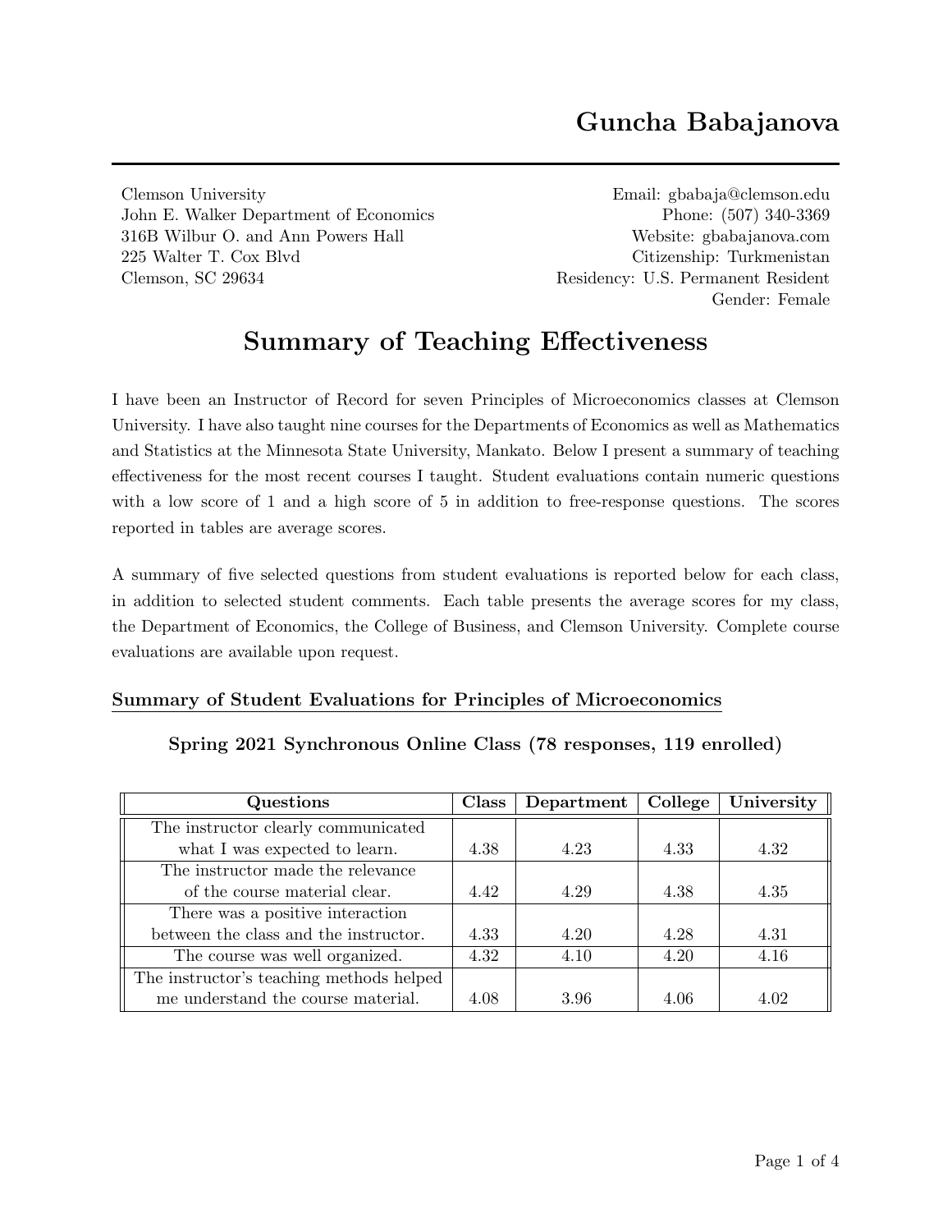# Guncha Babajanova

Clemson University
John E. Walker Department of Economics
316B Wilbur O. and Ann Powers Hall
225 Walter T. Cox Blvd
Clemson, SC 29634

Email: gbabaja@clemson.edu
Phone: (507) 340-3369
Website: gbabajanova.com
Citizenship: Turkmenistan
Residency: U.S. Permanent Resident
Gender: Female

## Summary of Teaching Effectiveness

I have been an Instructor of Record for seven Principles of Microeconomics classes at Clemson University. I have also taught nine courses for the Departments of Economics as well as Mathematics and Statistics at the Minnesota State University, Mankato. Below I present a summary of teaching effectiveness for the most recent courses I taught. Student evaluations contain numeric questions with a low score of 1 and a high score of 5 in addition to free-response questions. The scores reported in tables are average scores.

A summary of five selected questions from student evaluations is reported below for each class, in addition to selected student comments. Each table presents the average scores for my class, the Department of Economics, the College of Business, and Clemson University. Complete course evaluations are available upon request.

### Summary of Student Evaluations for Principles of Microeconomics

**Spring 2021 Synchronous Online Class (78 responses, 119 enrolled)**

| Questions | Class | Department | College | University |
|---|---|---|---|---|
| The instructor clearly communicated what I was expected to learn. | 4.38 | 4.23 | 4.33 | 4.32 |
| The instructor made the relevance of the course material clear. | 4.42 | 4.29 | 4.38 | 4.35 |
| There was a positive interaction between the class and the instructor. | 4.33 | 4.20 | 4.28 | 4.31 |
| The course was well organized. | 4.32 | 4.10 | 4.20 | 4.16 |
| The instructor's teaching methods helped me understand the course material. | 4.08 | 3.96 | 4.06 | 4.02 |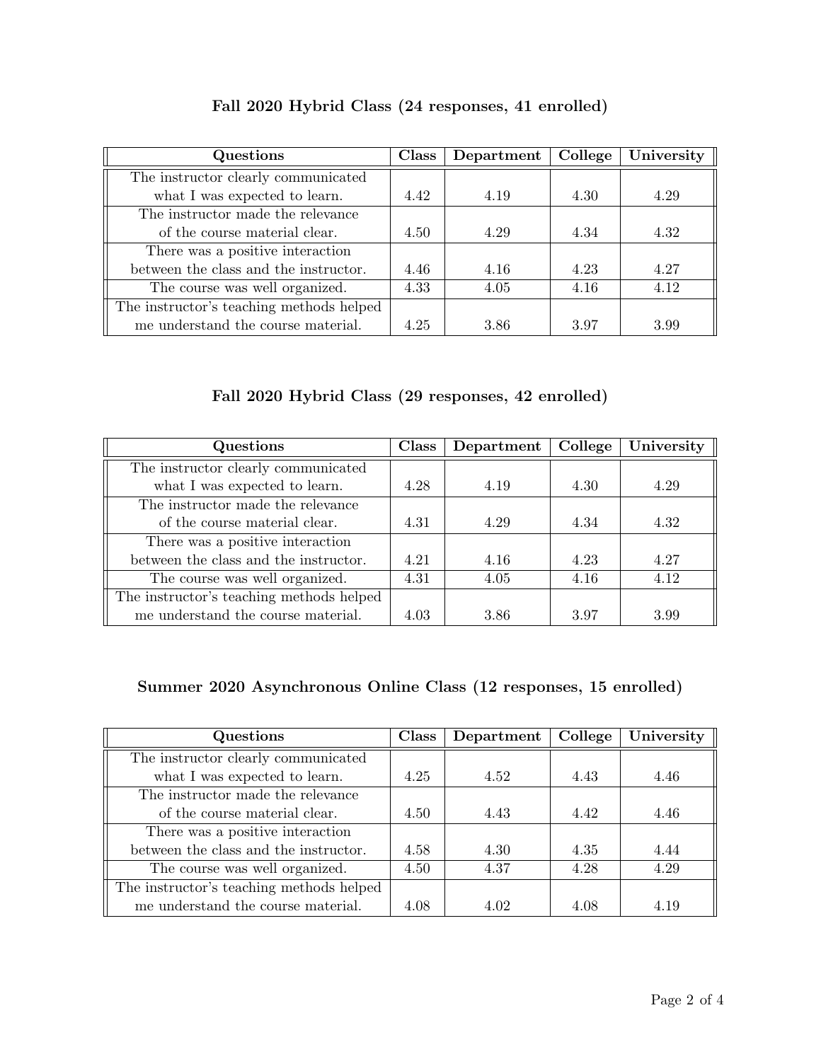### Fall 2020 Hybrid Class (24 responses, 41 enrolled)

| Questions | Class | Department | College | University |
|---|---|---|---|---|
| The instructor clearly communicated what I was expected to learn. | 4.42 | 4.19 | 4.30 | 4.29 |
| The instructor made the relevance of the course material clear. | 4.50 | 4.29 | 4.34 | 4.32 |
| There was a positive interaction between the class and the instructor. | 4.46 | 4.16 | 4.23 | 4.27 |
| The course was well organized. | 4.33 | 4.05 | 4.16 | 4.12 |
| The instructor's teaching methods helped me understand the course material. | 4.25 | 3.86 | 3.97 | 3.99 |

### Fall 2020 Hybrid Class (29 responses, 42 enrolled)

| Questions | Class | Department | College | University |
|---|---|---|---|---|
| The instructor clearly communicated what I was expected to learn. | 4.28 | 4.19 | 4.30 | 4.29 |
| The instructor made the relevance of the course material clear. | 4.31 | 4.29 | 4.34 | 4.32 |
| There was a positive interaction between the class and the instructor. | 4.21 | 4.16 | 4.23 | 4.27 |
| The course was well organized. | 4.31 | 4.05 | 4.16 | 4.12 |
| The instructor's teaching methods helped me understand the course material. | 4.03 | 3.86 | 3.97 | 3.99 |

### Summer 2020 Asynchronous Online Class (12 responses, 15 enrolled)

| Questions | Class | Department | College | University |
|---|---|---|---|---|
| The instructor clearly communicated what I was expected to learn. | 4.25 | 4.52 | 4.43 | 4.46 |
| The instructor made the relevance of the course material clear. | 4.50 | 4.43 | 4.42 | 4.46 |
| There was a positive interaction between the class and the instructor. | 4.58 | 4.30 | 4.35 | 4.44 |
| The course was well organized. | 4.50 | 4.37 | 4.28 | 4.29 |
| The instructor's teaching methods helped me understand the course material. | 4.08 | 4.02 | 4.08 | 4.19 |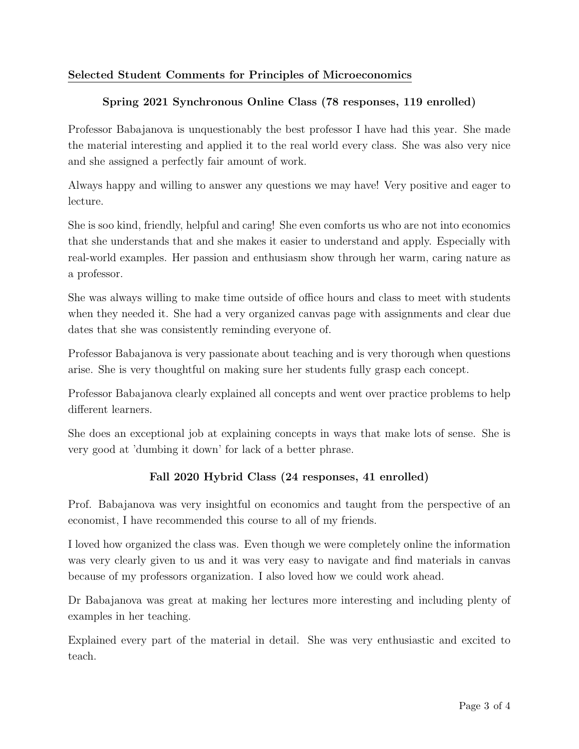## Selected Student Comments for Principles of Microeconomics

### Spring 2021 Synchronous Online Class (78 responses, 119 enrolled)

Professor Babajanova is unquestionably the best professor I have had this year. She made the material interesting and applied it to the real world every class. She was also very nice and she assigned a perfectly fair amount of work.

Always happy and willing to answer any questions we may have! Very positive and eager to lecture.

She is soo kind, friendly, helpful and caring! She even comforts us who are not into economics that she understands that and she makes it easier to understand and apply. Especially with real-world examples. Her passion and enthusiasm show through her warm, caring nature as a professor.

She was always willing to make time outside of office hours and class to meet with students when they needed it. She had a very organized canvas page with assignments and clear due dates that she was consistently reminding everyone of.

Professor Babajanova is very passionate about teaching and is very thorough when questions arise. She is very thoughtful on making sure her students fully grasp each concept.

Professor Babajanova clearly explained all concepts and went over practice problems to help different learners.

She does an exceptional job at explaining concepts in ways that make lots of sense. She is very good at 'dumbing it down' for lack of a better phrase.

### Fall 2020 Hybrid Class (24 responses, 41 enrolled)

Prof. Babajanova was very insightful on economics and taught from the perspective of an economist, I have recommended this course to all of my friends.

I loved how organized the class was. Even though we were completely online the information was very clearly given to us and it was very easy to navigate and find materials in canvas because of my professors organization. I also loved how we could work ahead.

Dr Babajanova was great at making her lectures more interesting and including plenty of examples in her teaching.

Explained every part of the material in detail. She was very enthusiastic and excited to teach.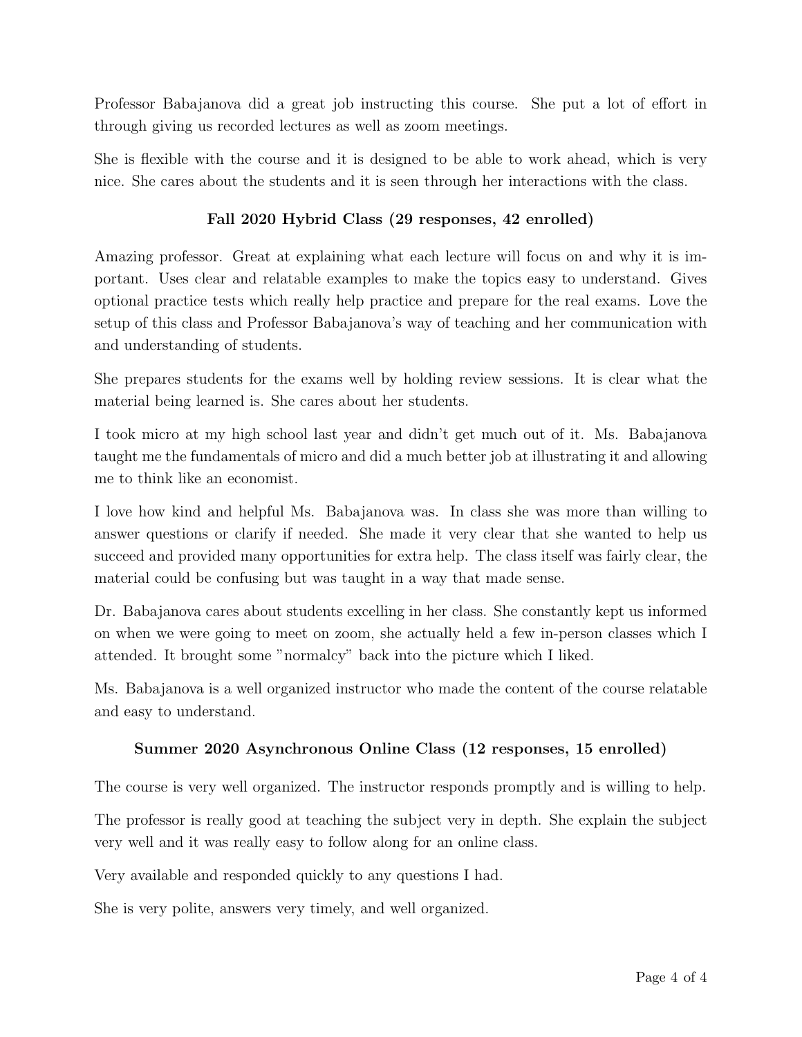Professor Babajanova did a great job instructing this course. She put a lot of effort in through giving us recorded lectures as well as zoom meetings.

She is flexible with the course and it is designed to be able to work ahead, which is very nice. She cares about the students and it is seen through her interactions with the class.

### Fall 2020 Hybrid Class (29 responses, 42 enrolled)

Amazing professor. Great at explaining what each lecture will focus on and why it is important. Uses clear and relatable examples to make the topics easy to understand. Gives optional practice tests which really help practice and prepare for the real exams. Love the setup of this class and Professor Babajanova's way of teaching and her communication with and understanding of students.

She prepares students for the exams well by holding review sessions. It is clear what the material being learned is. She cares about her students.

I took micro at my high school last year and didn't get much out of it. Ms. Babajanova taught me the fundamentals of micro and did a much better job at illustrating it and allowing me to think like an economist.

I love how kind and helpful Ms. Babajanova was. In class she was more than willing to answer questions or clarify if needed. She made it very clear that she wanted to help us succeed and provided many opportunities for extra help. The class itself was fairly clear, the material could be confusing but was taught in a way that made sense.

Dr. Babajanova cares about students excelling in her class. She constantly kept us informed on when we were going to meet on zoom, she actually held a few in-person classes which I attended. It brought some "normalcy" back into the picture which I liked.

Ms. Babajanova is a well organized instructor who made the content of the course relatable and easy to understand.

### Summer 2020 Asynchronous Online Class (12 responses, 15 enrolled)

The course is very well organized. The instructor responds promptly and is willing to help.

The professor is really good at teaching the subject very in depth. She explain the subject very well and it was really easy to follow along for an online class.

Very available and responded quickly to any questions I had.

She is very polite, answers very timely, and well organized.